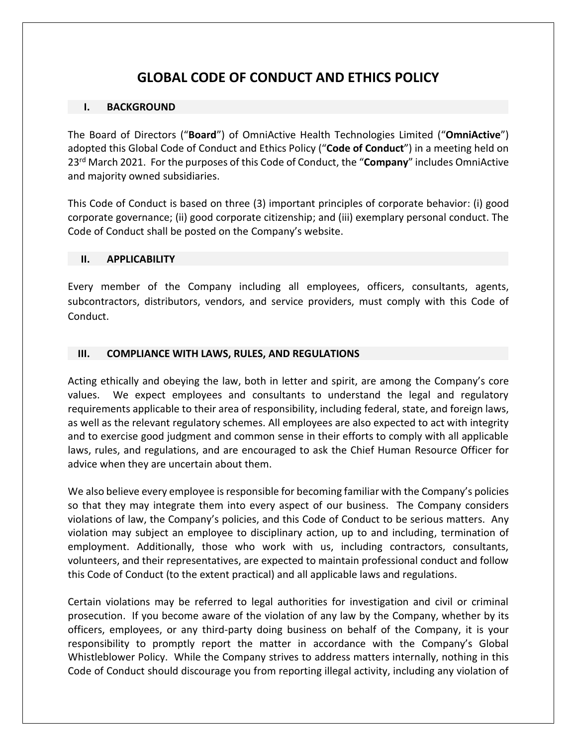# GLOBAL CODE OF CONDUCT AND ETHICS POLICY

## I. BACKGROUND

The Board of Directors ("**Board**") of OmniActive Health Technologies Limited ("**OmniActive**") adopted this Global Code of Conduct and Ethics Policy ("**Code of Conduct**") in a meeting held on 23rd March 2021. For the purposes of this Code of Conduct, the "**Company**" includes OmniActive and majority owned subsidiaries.

This Code of Conduct is based on three (3) important principles of corporate behavior: (i) good corporate governance; (ii) good corporate citizenship; and (iii) exemplary personal conduct. The Code of Conduct shall be posted on the Company's website.

## II. APPLICABILITY

Every member of the Company including all employees, officers, consultants, agents, subcontractors, distributors, vendors, and service providers, must comply with this Code of Conduct.

## III. COMPLIANCE WITH LAWS, RULES, AND REGULATIONS

Acting ethically and obeying the law, both in letter and spirit, are among the Company's core values. We expect employees and consultants to understand the legal and regulatory requirements applicable to their area of responsibility, including federal, state, and foreign laws, as well as the relevant regulatory schemes. All employees are also expected to act with integrity and to exercise good judgment and common sense in their efforts to comply with all applicable laws, rules, and regulations, and are encouraged to ask the Chief Human Resource Officer for advice when they are uncertain about them.

We also believe every employee is responsible for becoming familiar with the Company's policies so that they may integrate them into every aspect of our business. The Company considers violations of law, the Company's policies, and this Code of Conduct to be serious matters. Any violation may subject an employee to disciplinary action, up to and including, termination of employment. Additionally, those who work with us, including contractors, consultants, volunteers, and their representatives, are expected to maintain professional conduct and follow this Code of Conduct (to the extent practical) and all applicable laws and regulations.

Certain violations may be referred to legal authorities for investigation and civil or criminal prosecution. If you become aware of the violation of any law by the Company, whether by its officers, employees, or any third-party doing business on behalf of the Company, it is your responsibility to promptly report the matter in accordance with the Company's Global Whistleblower Policy. While the Company strives to address matters internally, nothing in this Code of Conduct should discourage you from reporting illegal activity, including any violation of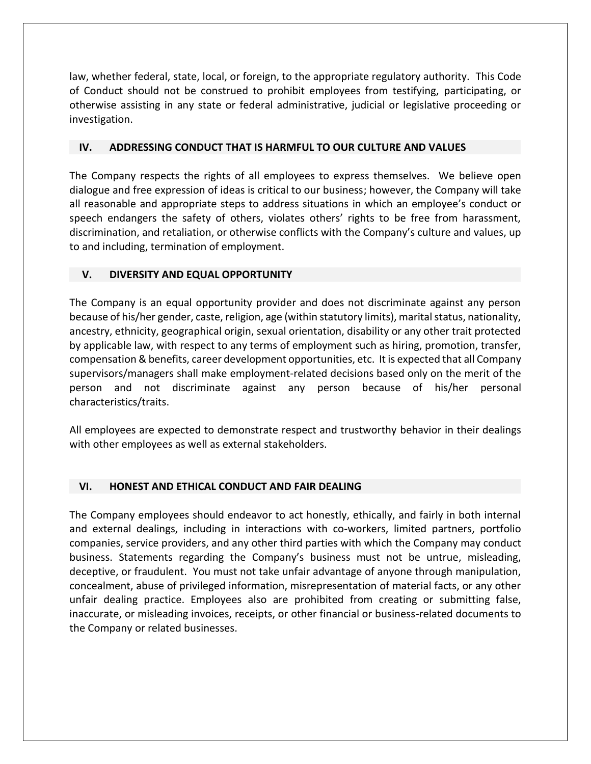law, whether federal, state, local, or foreign, to the appropriate regulatory authority. This Code of Conduct should not be construed to prohibit employees from testifying, participating, or otherwise assisting in any state or federal administrative, judicial or legislative proceeding or investigation.

## IV. ADDRESSING CONDUCT THAT IS HARMFUL TO OUR CULTURE AND VALUES

The Company respects the rights of all employees to express themselves. We believe open dialogue and free expression of ideas is critical to our business; however, the Company will take all reasonable and appropriate steps to address situations in which an employee's conduct or speech endangers the safety of others, violates others' rights to be free from harassment, discrimination, and retaliation, or otherwise conflicts with the Company's culture and values, up to and including, termination of employment.

## V. DIVERSITY AND EQUAL OPPORTUNITY

The Company is an equal opportunity provider and does not discriminate against any person because of his/her gender, caste, religion, age (within statutory limits), marital status, nationality, ancestry, ethnicity, geographical origin, sexual orientation, disability or any other trait protected by applicable law, with respect to any terms of employment such as hiring, promotion, transfer, compensation & benefits, career development opportunities, etc. It is expected that all Company supervisors/managers shall make employment-related decisions based only on the merit of the person and not discriminate against any person because of his/her personal characteristics/traits.

All employees are expected to demonstrate respect and trustworthy behavior in their dealings with other employees as well as external stakeholders.

## VI. HONEST AND ETHICAL CONDUCT AND FAIR DEALING

The Company employees should endeavor to act honestly, ethically, and fairly in both internal and external dealings, including in interactions with co-workers, limited partners, portfolio companies, service providers, and any other third parties with which the Company may conduct business. Statements regarding the Company's business must not be untrue, misleading, deceptive, or fraudulent. You must not take unfair advantage of anyone through manipulation, concealment, abuse of privileged information, misrepresentation of material facts, or any other unfair dealing practice. Employees also are prohibited from creating or submitting false, inaccurate, or misleading invoices, receipts, or other financial or business-related documents to the Company or related businesses.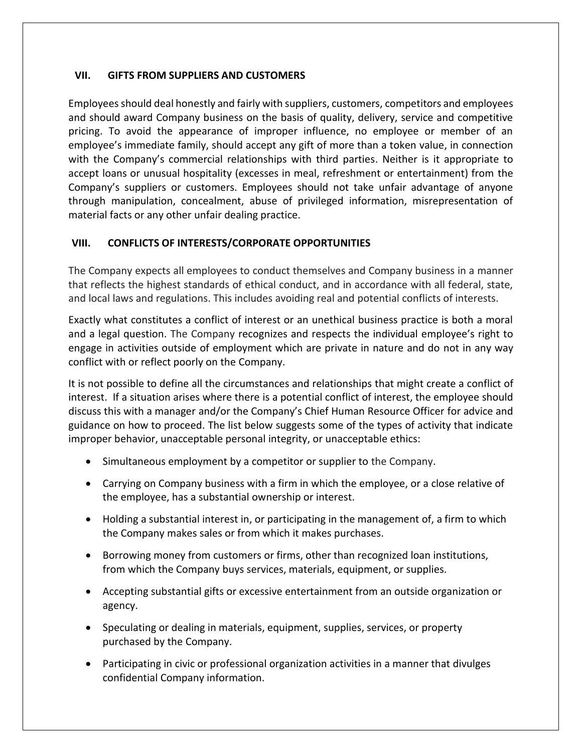## VII. GIFTS FROM SUPPLIERS AND CUSTOMERS

Employees should deal honestly and fairly with suppliers, customers, competitors and employees and should award Company business on the basis of quality, delivery, service and competitive pricing. To avoid the appearance of improper influence, no employee or member of an employee's immediate family, should accept any gift of more than a token value, in connection with the Company's commercial relationships with third parties. Neither is it appropriate to accept loans or unusual hospitality (excesses in meal, refreshment or entertainment) from the Company's suppliers or customers. Employees should not take unfair advantage of anyone through manipulation, concealment, abuse of privileged information, misrepresentation of material facts or any other unfair dealing practice.

## VIII. CONFLICTS OF INTERESTS/CORPORATE OPPORTUNITIES

The Company expects all employees to conduct themselves and Company business in a manner that reflects the highest standards of ethical conduct, and in accordance with all federal, state, and local laws and regulations. This includes avoiding real and potential conflicts of interests.

Exactly what constitutes a conflict of interest or an unethical business practice is both a moral and a legal question. The Company recognizes and respects the individual employee's right to engage in activities outside of employment which are private in nature and do not in any way conflict with or reflect poorly on the Company.

It is not possible to define all the circumstances and relationships that might create a conflict of interest. If a situation arises where there is a potential conflict of interest, the employee should discuss this with a manager and/or the Company's Chief Human Resource Officer for advice and guidance on how to proceed. The list below suggests some of the types of activity that indicate improper behavior, unacceptable personal integrity, or unacceptable ethics:

- Simultaneous employment by a competitor or supplier to the Company.
- Carrying on Company business with a firm in which the employee, or a close relative of the employee, has a substantial ownership or interest.
- Holding a substantial interest in, or participating in the management of, a firm to which the Company makes sales or from which it makes purchases.
- Borrowing money from customers or firms, other than recognized loan institutions, from which the Company buys services, materials, equipment, or supplies.
- Accepting substantial gifts or excessive entertainment from an outside organization or agency.
- Speculating or dealing in materials, equipment, supplies, services, or property purchased by the Company.
- Participating in civic or professional organization activities in a manner that divulges confidential Company information.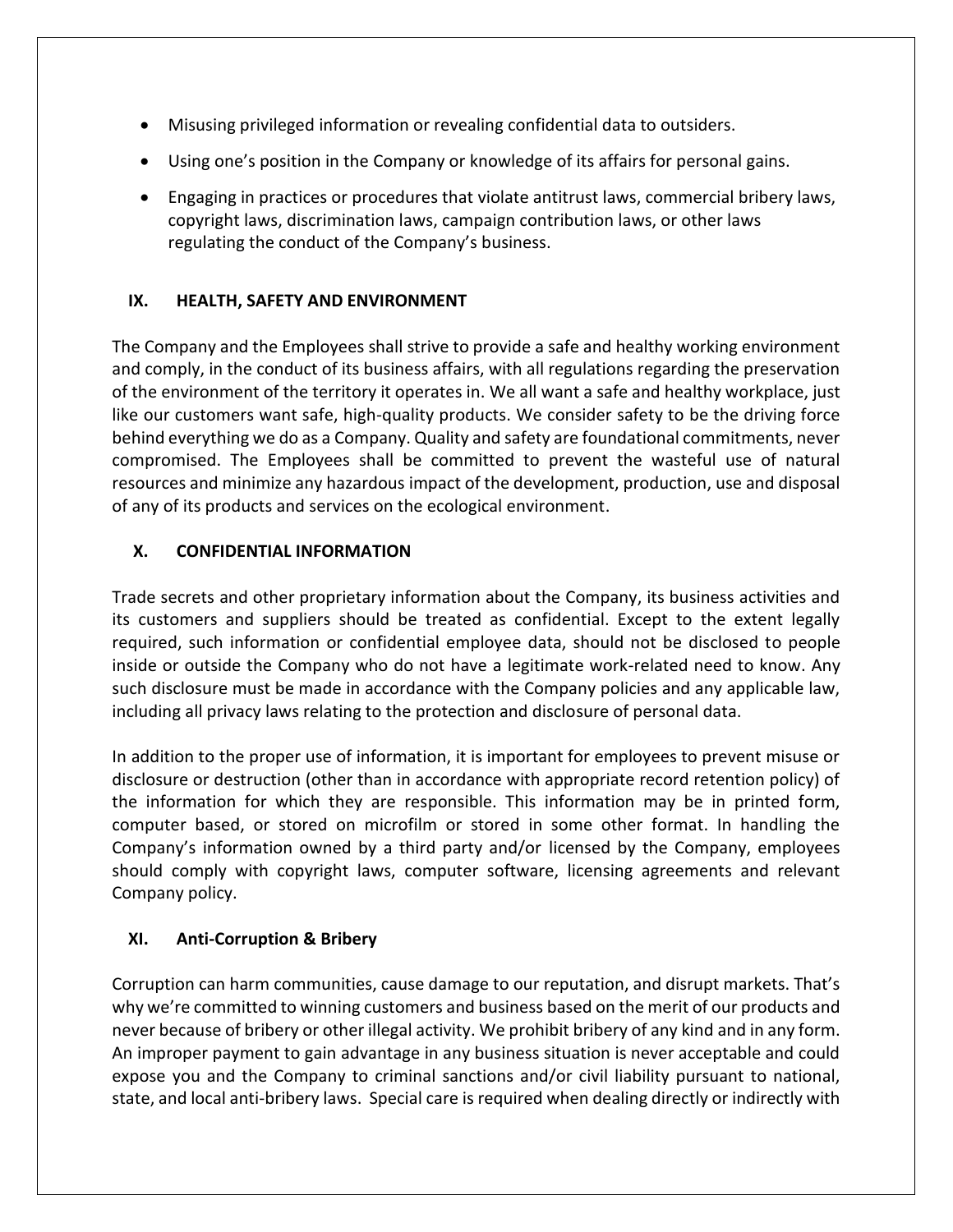- Misusing privileged information or revealing confidential data to outsiders.
- Using one's position in the Company or knowledge of its affairs for personal gains.
- Engaging in practices or procedures that violate antitrust laws, commercial bribery laws, copyright laws, discrimination laws, campaign contribution laws, or other laws regulating the conduct of the Company's business.

## IX. HEALTH, SAFETY AND ENVIRONMENT

The Company and the Employees shall strive to provide a safe and healthy working environment and comply, in the conduct of its business affairs, with all regulations regarding the preservation of the environment of the territory it operates in. We all want a safe and healthy workplace, just like our customers want safe, high-quality products. We consider safety to be the driving force behind everything we do as a Company. Quality and safety are foundational commitments, never compromised. The Employees shall be committed to prevent the wasteful use of natural resources and minimize any hazardous impact of the development, production, use and disposal of any of its products and services on the ecological environment.

## X. CONFIDENTIAL INFORMATION

Trade secrets and other proprietary information about the Company, its business activities and its customers and suppliers should be treated as confidential. Except to the extent legally required, such information or confidential employee data, should not be disclosed to people inside or outside the Company who do not have a legitimate work-related need to know. Any such disclosure must be made in accordance with the Company policies and any applicable law, including all privacy laws relating to the protection and disclosure of personal data.

In addition to the proper use of information, it is important for employees to prevent misuse or disclosure or destruction (other than in accordance with appropriate record retention policy) of the information for which they are responsible. This information may be in printed form, computer based, or stored on microfilm or stored in some other format. In handling the Company's information owned by a third party and/or licensed by the Company, employees should comply with copyright laws, computer software, licensing agreements and relevant Company policy.

## XI. Anti-Corruption & Bribery

Corruption can harm communities, cause damage to our reputation, and disrupt markets. That's why we're committed to winning customers and business based on the merit of our products and never because of bribery or other illegal activity. We prohibit bribery of any kind and in any form. An improper payment to gain advantage in any business situation is never acceptable and could expose you and the Company to criminal sanctions and/or civil liability pursuant to national, state, and local anti-bribery laws. Special care is required when dealing directly or indirectly with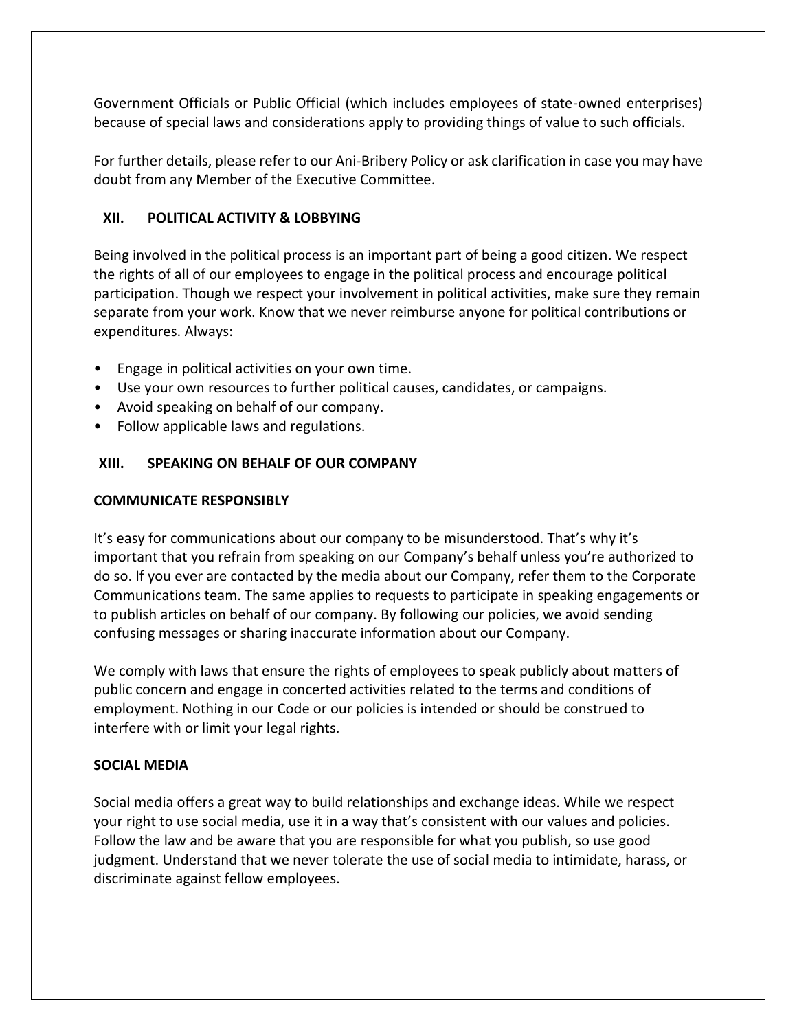Government Officials or Public Official (which includes employees of state-owned enterprises) because of special laws and considerations apply to providing things of value to such officials.

For further details, please refer to our Ani-Bribery Policy or ask clarification in case you may have doubt from any Member of the Executive Committee.

## XII. POLITICAL ACTIVITY & LOBBYING

Being involved in the political process is an important part of being a good citizen. We respect the rights of all of our employees to engage in the political process and encourage political participation. Though we respect your involvement in political activities, make sure they remain separate from your work. Know that we never reimburse anyone for political contributions or expenditures. Always:

- Engage in political activities on your own time.
- Use your own resources to further political causes, candidates, or campaigns.
- Avoid speaking on behalf of our company.
- Follow applicable laws and regulations.

## XIII. SPEAKING ON BEHALF OF OUR COMPANY

### COMMUNICATE RESPONSIBLY

It's easy for communications about our company to be misunderstood. That's why it's important that you refrain from speaking on our Company's behalf unless you're authorized to do so. If you ever are contacted by the media about our Company, refer them to the Corporate Communications team. The same applies to requests to participate in speaking engagements or to publish articles on behalf of our company. By following our policies, we avoid sending confusing messages or sharing inaccurate information about our Company.

We comply with laws that ensure the rights of employees to speak publicly about matters of public concern and engage in concerted activities related to the terms and conditions of employment. Nothing in our Code or our policies is intended or should be construed to interfere with or limit your legal rights.

### SOCIAL MEDIA

Social media offers a great way to build relationships and exchange ideas. While we respect your right to use social media, use it in a way that's consistent with our values and policies. Follow the law and be aware that you are responsible for what you publish, so use good judgment. Understand that we never tolerate the use of social media to intimidate, harass, or discriminate against fellow employees.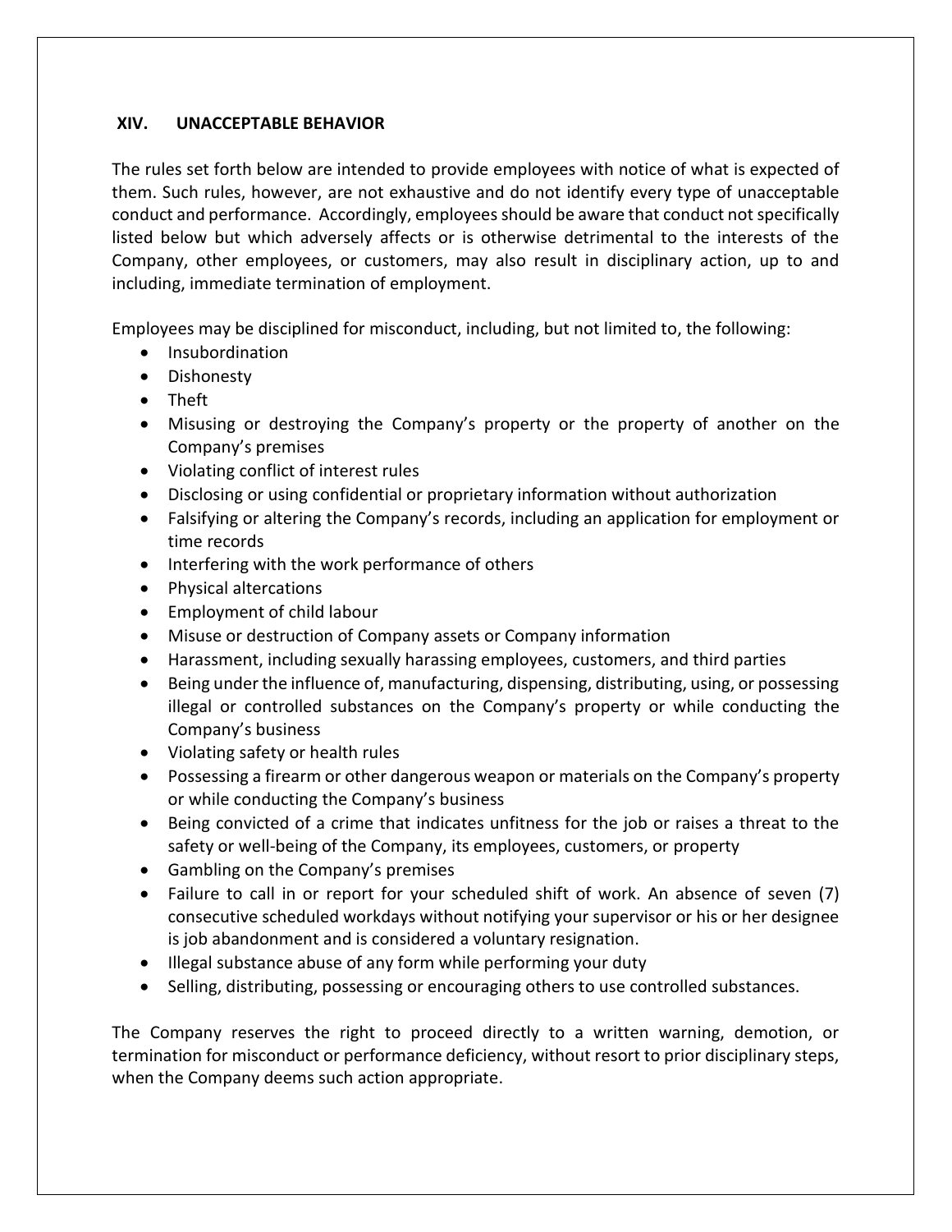## XIV. UNACCEPTABLE BEHAVIOR

The rules set forth below are intended to provide employees with notice of what is expected of them. Such rules, however, are not exhaustive and do not identify every type of unacceptable conduct and performance. Accordingly, employees should be aware that conduct not specifically listed below but which adversely affects or is otherwise detrimental to the interests of the Company, other employees, or customers, may also result in disciplinary action, up to and including, immediate termination of employment.

Employees may be disciplined for misconduct, including, but not limited to, the following:

- Insubordination
- Dishonesty
- Theft
- Misusing or destroying the Company's property or the property of another on the Company's premises
- Violating conflict of interest rules
- Disclosing or using confidential or proprietary information without authorization
- Falsifying or altering the Company's records, including an application for employment or time records
- Interfering with the work performance of others
- Physical altercations
- Employment of child labour
- Misuse or destruction of Company assets or Company information
- Harassment, including sexually harassing employees, customers, and third parties
- Being under the influence of, manufacturing, dispensing, distributing, using, or possessing illegal or controlled substances on the Company's property or while conducting the Company's business
- Violating safety or health rules
- Possessing a firearm or other dangerous weapon or materials on the Company's property or while conducting the Company's business
- Being convicted of a crime that indicates unfitness for the job or raises a threat to the safety or well-being of the Company, its employees, customers, or property
- Gambling on the Company's premises
- Failure to call in or report for your scheduled shift of work. An absence of seven (7) consecutive scheduled workdays without notifying your supervisor or his or her designee is job abandonment and is considered a voluntary resignation.
- Illegal substance abuse of any form while performing your duty
- Selling, distributing, possessing or encouraging others to use controlled substances.

The Company reserves the right to proceed directly to a written warning, demotion, or termination for misconduct or performance deficiency, without resort to prior disciplinary steps, when the Company deems such action appropriate.